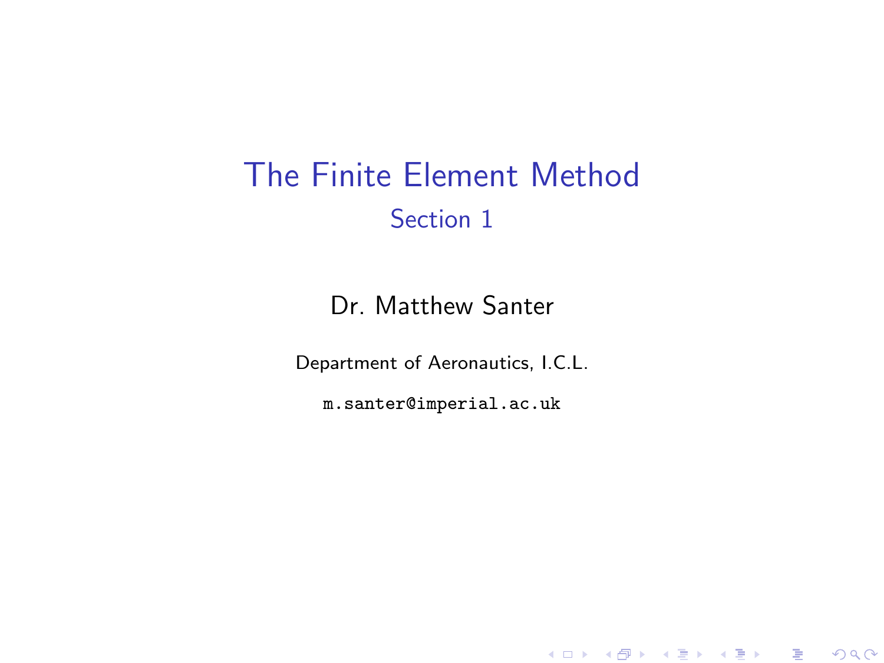# The Finite Element Method

## Section 1

Dr. Matthew Santer

Department of Aeronautics, I.C.L.

`m.santer@imperial.ac.uk`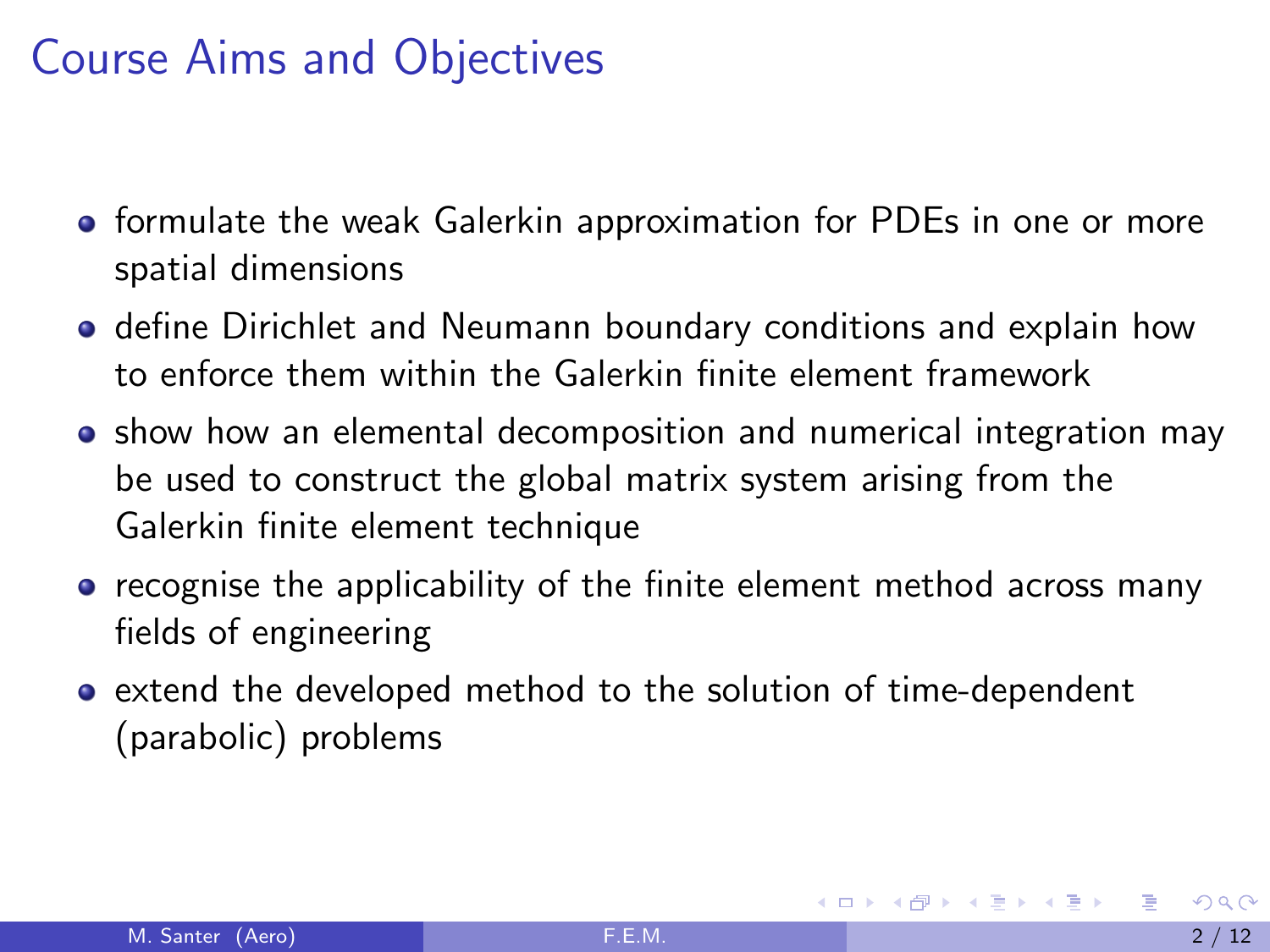# Course Aims and Objectives

- formulate the weak Galerkin approximation for PDEs in one or more spatial dimensions
- define Dirichlet and Neumann boundary conditions and explain how to enforce them within the Galerkin finite element framework
- show how an elemental decomposition and numerical integration may be used to construct the global matrix system arising from the Galerkin finite element technique
- recognise the applicability of the finite element method across many fields of engineering
- extend the developed method to the solution of time-dependent (parabolic) problems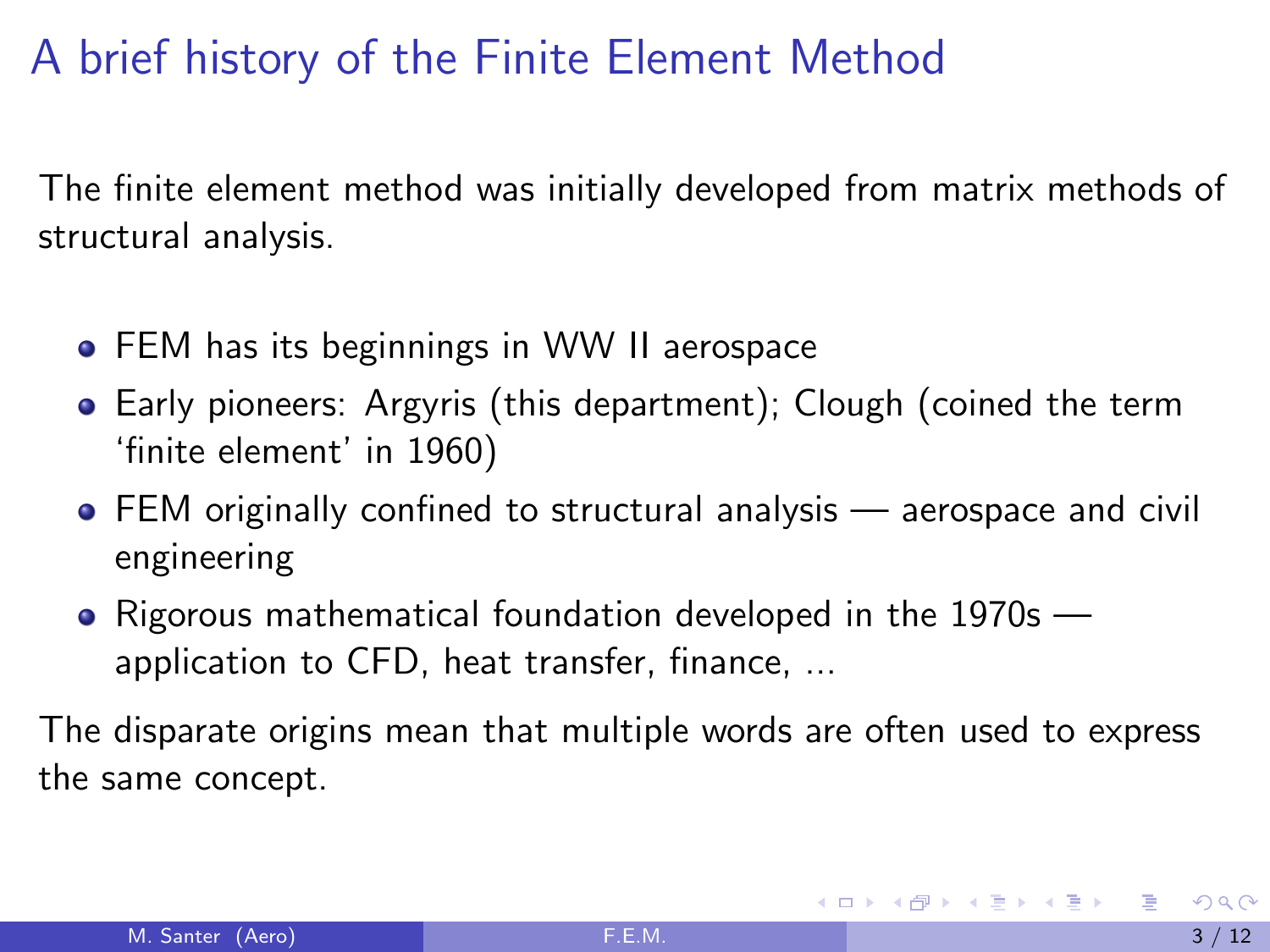# A brief history of the Finite Element Method

The finite element method was initially developed from matrix methods of structural analysis.

- FEM has its beginnings in WW II aerospace
- Early pioneers: Argyris (this department); Clough (coined the term 'finite element' in 1960)
- FEM originally confined to structural analysis — aerospace and civil engineering
- Rigorous mathematical foundation developed in the 1970s — application to CFD, heat transfer, finance, ...

The disparate origins mean that multiple words are often used to express the same concept.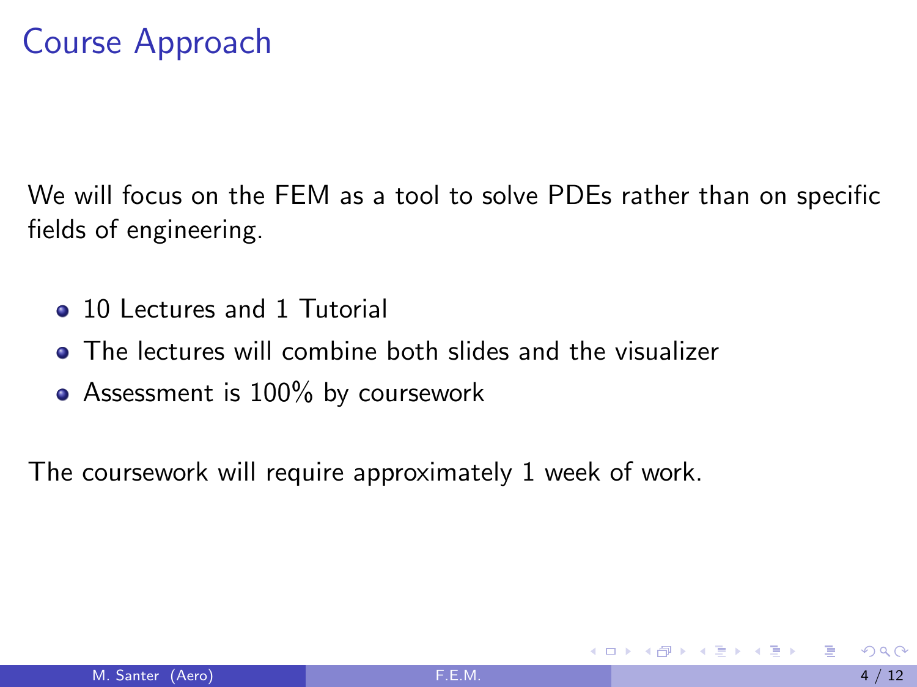# Course Approach

We will focus on the FEM as a tool to solve PDEs rather than on specific fields of engineering.

- 10 Lectures and 1 Tutorial
- The lectures will combine both slides and the visualizer
- Assessment is 100% by coursework

The coursework will require approximately 1 week of work.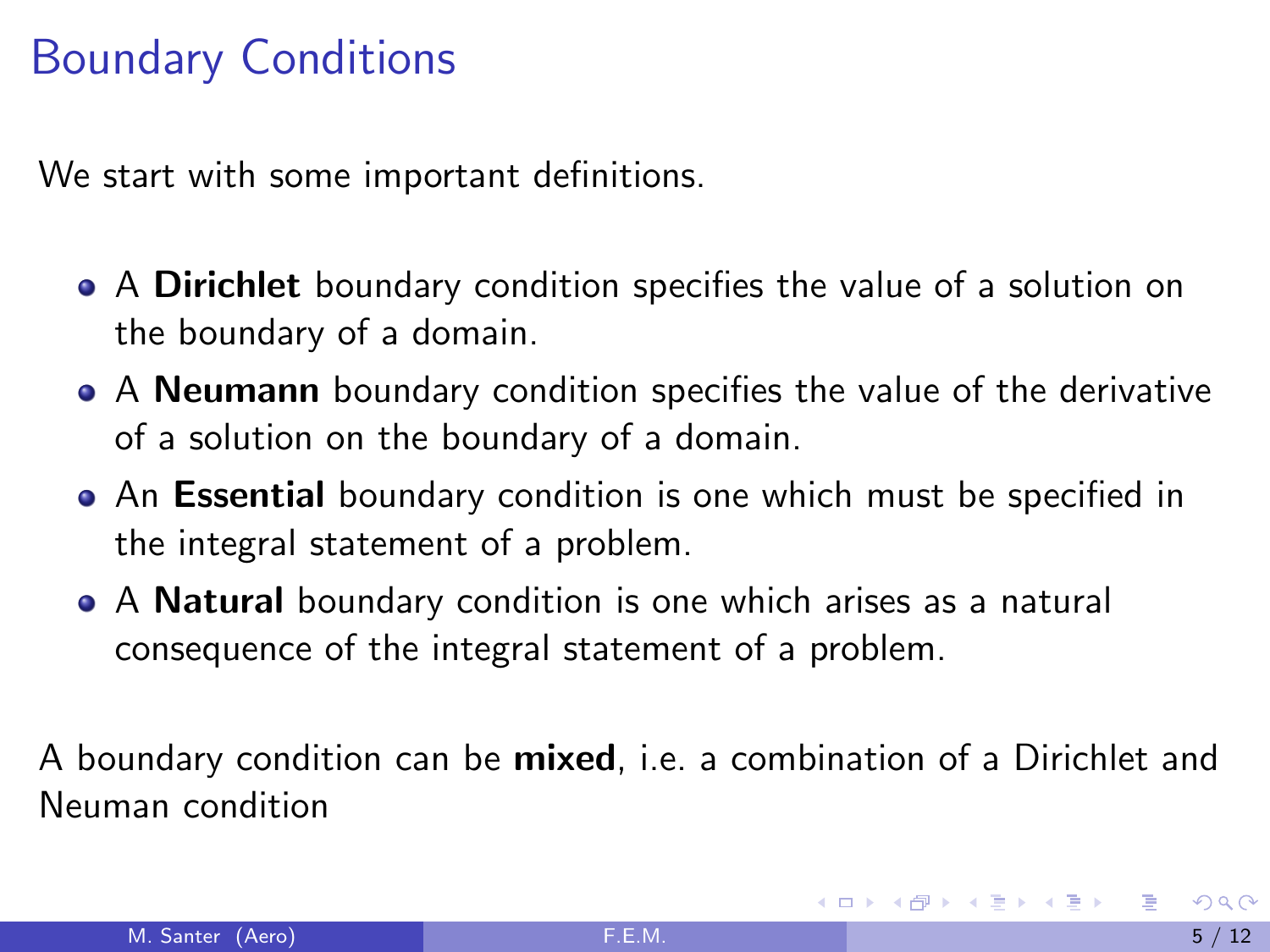# Boundary Conditions

We start with some important definitions.

- A **Dirichlet** boundary condition specifies the value of a solution on the boundary of a domain.
- A **Neumann** boundary condition specifies the value of the derivative of a solution on the boundary of a domain.
- An **Essential** boundary condition is one which must be specified in the integral statement of a problem.
- A **Natural** boundary condition is one which arises as a natural consequence of the integral statement of a problem.

A boundary condition can be **mixed**, i.e. a combination of a Dirichlet and Neuman condition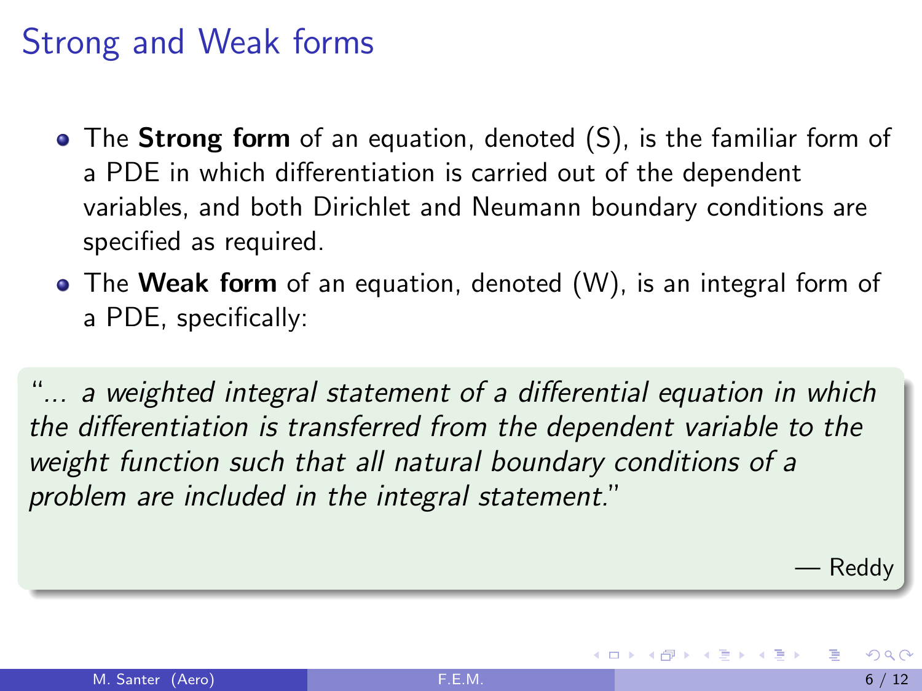# Strong and Weak forms

- The **Strong form** of an equation, denoted (S), is the familiar form of a PDE in which differentiation is carried out of the dependent variables, and both Dirichlet and Neumann boundary conditions are specified as required.
- The **Weak form** of an equation, denoted (W), is an integral form of a PDE, specifically:

> "*... a weighted integral statement of a differential equation in which the differentiation is transferred from the dependent variable to the weight function such that all natural boundary conditions of a problem are included in the integral statement.*"
>
> — Reddy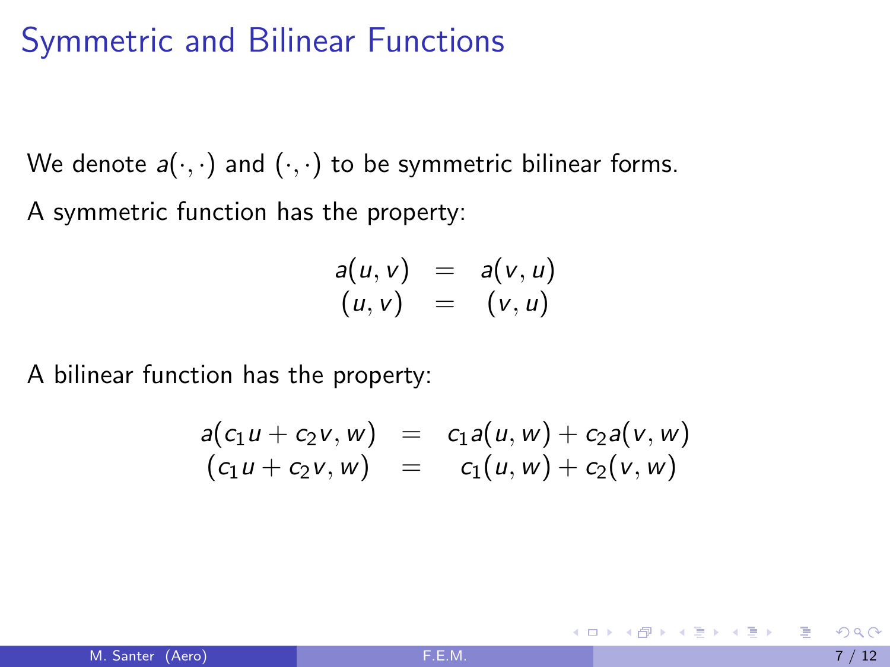# Symmetric and Bilinear Functions

We denote $a(\cdot,\cdot)$ and $(\cdot,\cdot)$ to be symmetric bilinear forms.

A symmetric function has the property:

$$
\begin{aligned}
a(u,v) &= a(v,u) \\
(u,v) &= (v,u)
\end{aligned}
$$

A bilinear function has the property:

$$
\begin{aligned}
a(c_1 u + c_2 v, w) &= c_1 a(u,w) + c_2 a(v,w) \\
(c_1 u + c_2 v, w) &= c_1 (u,w) + c_2 (v,w)
\end{aligned}
$$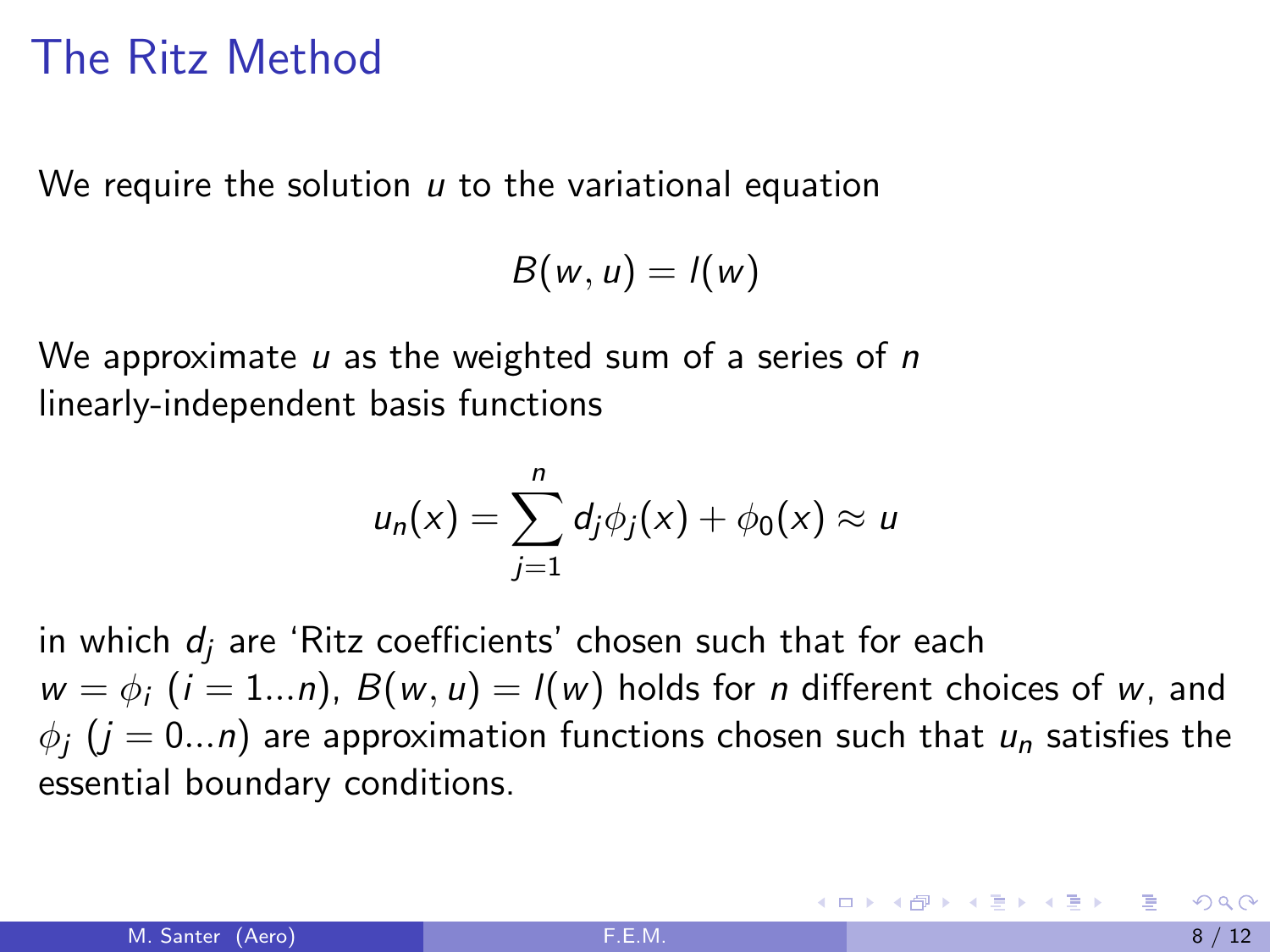# The Ritz Method

We require the solution $u$ to the variational equation

$$B(w, u) = l(w)$$

We approximate $u$ as the weighted sum of a series of $n$ linearly-independent basis functions

$$u_n(x) = \sum_{j=1}^{n} d_j \phi_j(x) + \phi_0(x) \approx u$$

in which $d_j$ are 'Ritz coefficients' chosen such that for each $w = \phi_i$ ($i = 1...n$), $B(w, u) = l(w)$ holds for $n$ different choices of $w$, and $\phi_j$ ($j = 0...n$) are approximation functions chosen such that $u_n$ satisfies the essential boundary conditions.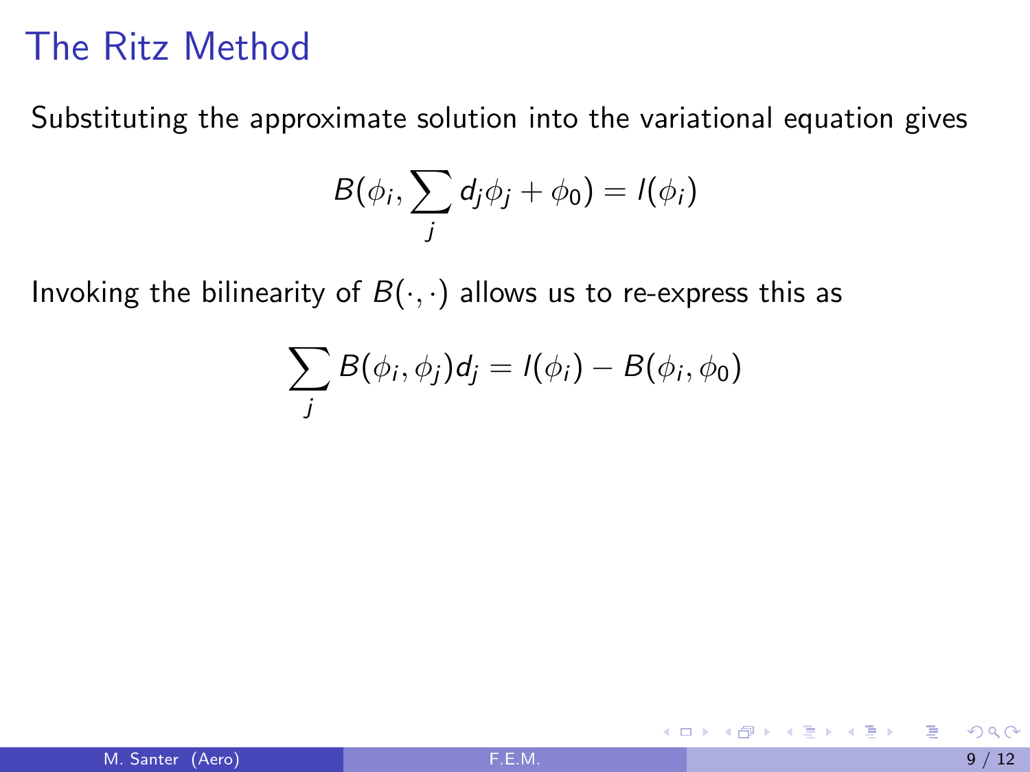# The Ritz Method

Substituting the approximate solution into the variational equation gives

$$B(\phi_i, \sum_j d_j \phi_j + \phi_0) = l(\phi_i)$$

Invoking the bilinearity of $B(\cdot, \cdot)$ allows us to re-express this as

$$\sum_j B(\phi_i, \phi_j) d_j = l(\phi_i) - B(\phi_i, \phi_0)$$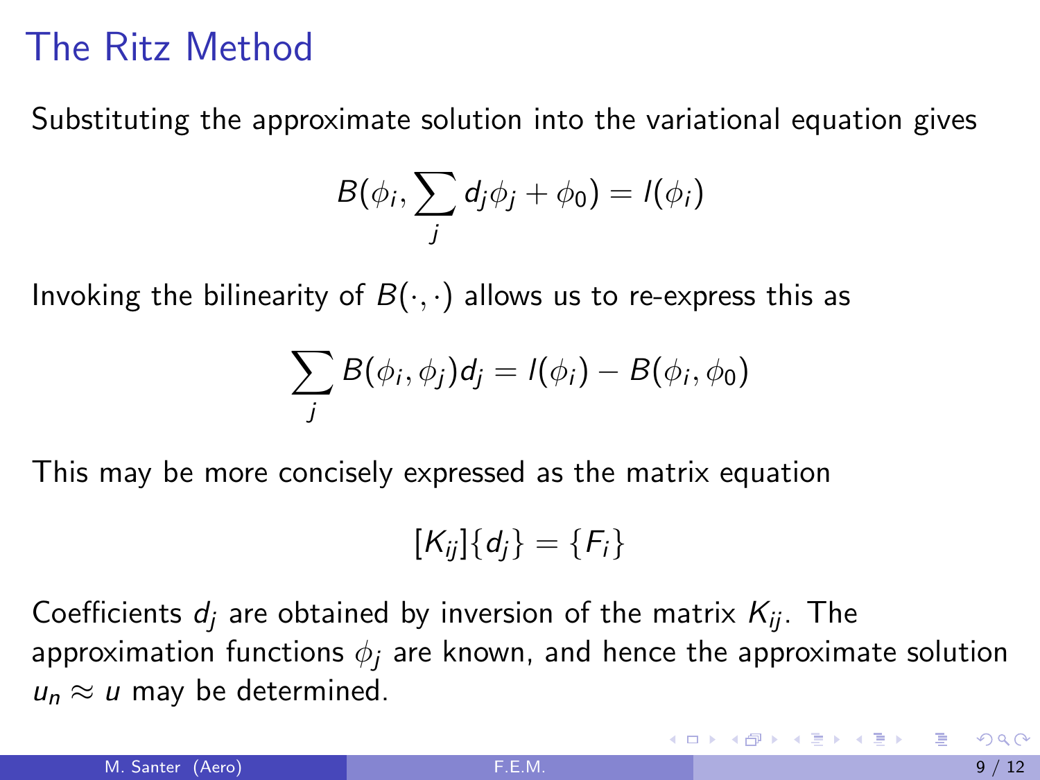# The Ritz Method

Substituting the approximate solution into the variational equation gives

$$B(\phi_i, \sum_j d_j \phi_j + \phi_0) = l(\phi_i)$$

Invoking the bilinearity of $B(\cdot,\cdot)$ allows us to re-express this as

$$\sum_j B(\phi_i, \phi_j) d_j = l(\phi_i) - B(\phi_i, \phi_0)$$

This may be more concisely expressed as the matrix equation

$$[K_{ij}]\{d_j\} = \{F_i\}$$

Coefficients $d_j$ are obtained by inversion of the matrix $K_{ij}$. The approximation functions $\phi_j$ are known, and hence the approximate solution $u_n \approx u$ may be determined.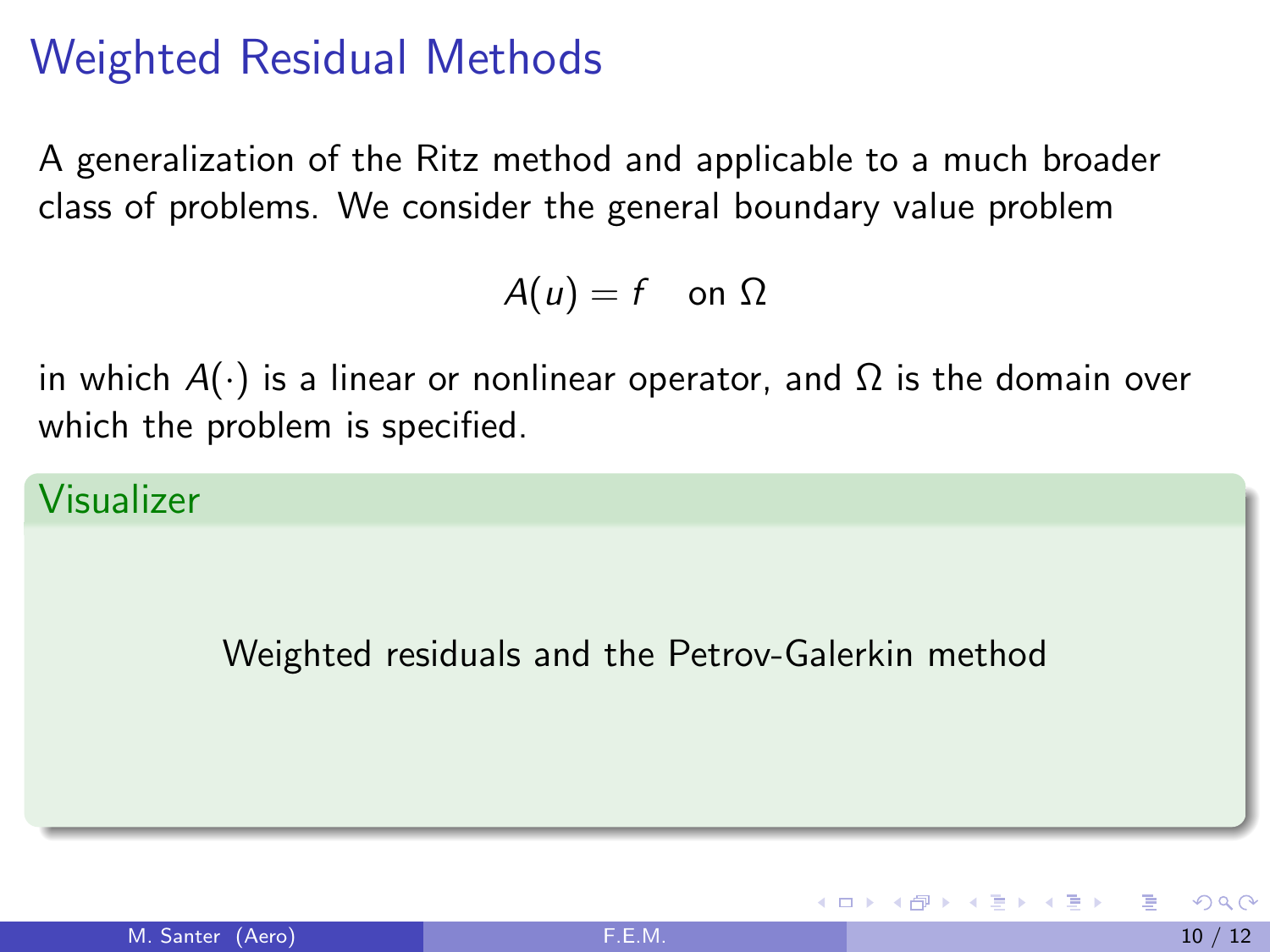# Weighted Residual Methods

A generalization of the Ritz method and applicable to a much broader class of problems. We consider the general boundary value problem

$$A(u) = f \quad \text{on } \Omega$$

in which $A(\cdot)$ is a linear or nonlinear operator, and $\Omega$ is the domain over which the problem is specified.

**Visualizer**

Weighted residuals and the Petrov-Galerkin method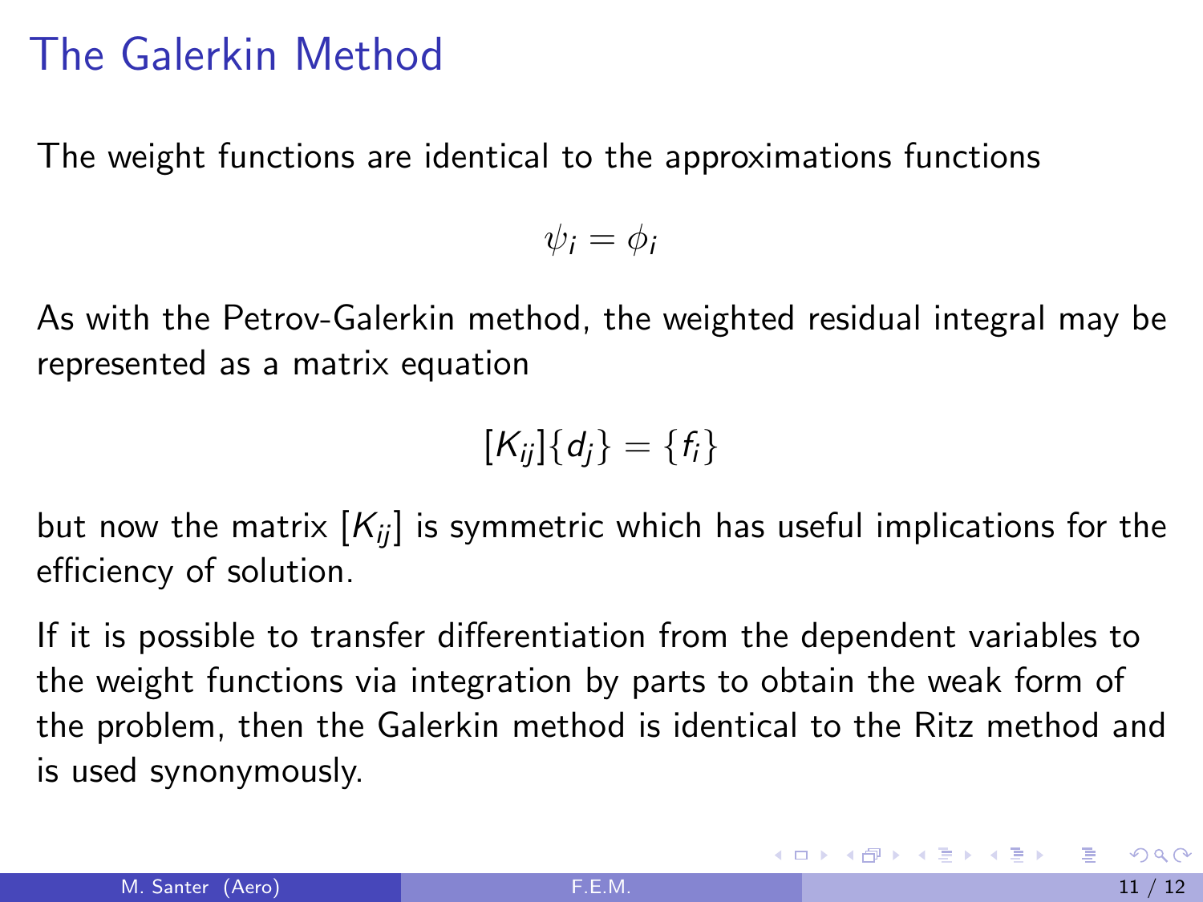# The Galerkin Method

The weight functions are identical to the approximations functions

$$\psi_i = \phi_i$$

As with the Petrov-Galerkin method, the weighted residual integral may be represented as a matrix equation

$$[K_{ij}]\{d_j\} = \{f_i\}$$

but now the matrix $[K_{ij}]$ is symmetric which has useful implications for the efficiency of solution.

If it is possible to transfer differentiation from the dependent variables to the weight functions via integration by parts to obtain the weak form of the problem, then the Galerkin method is identical to the Ritz method and is used synonymously.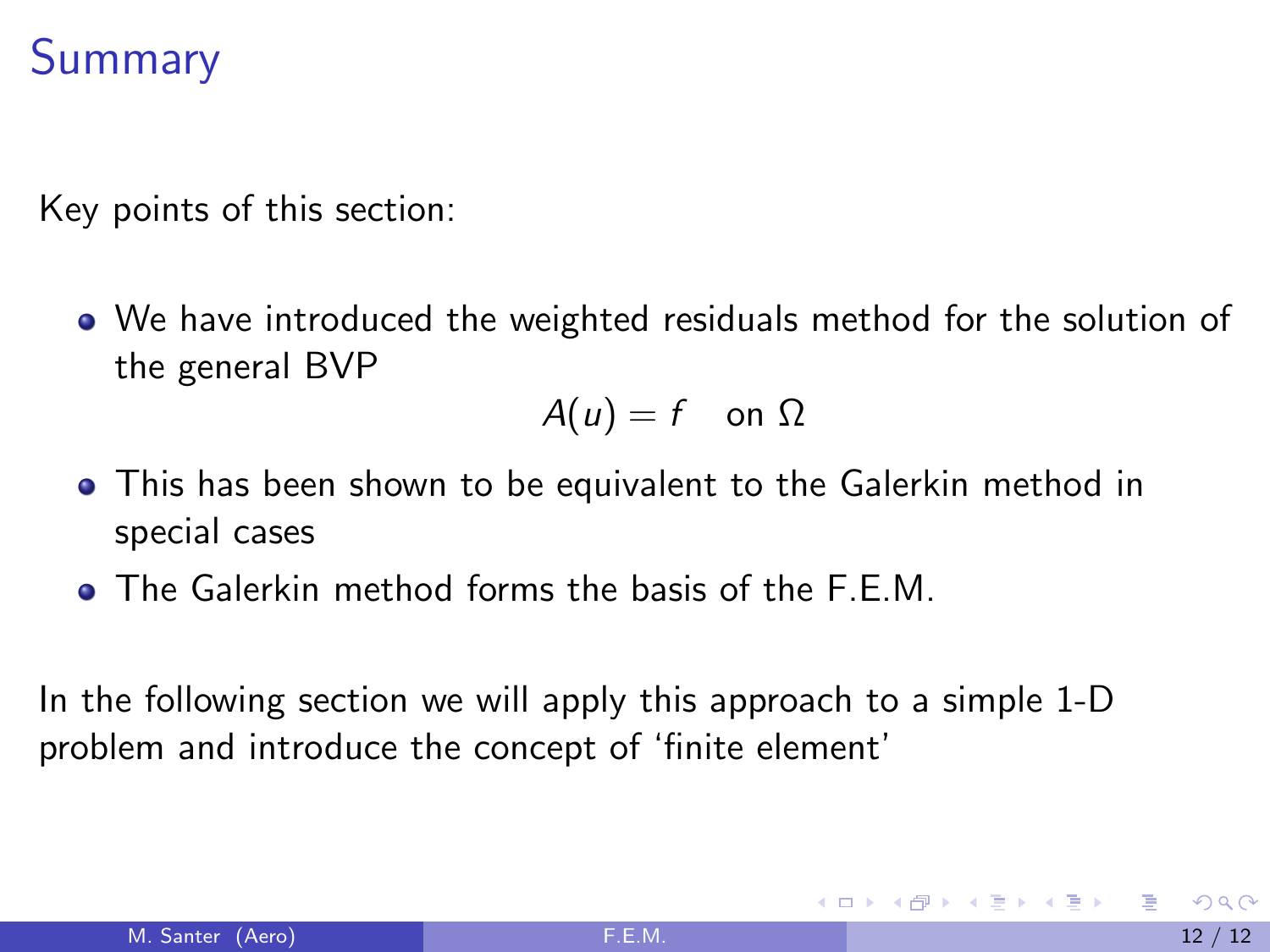# Summary

Key points of this section:

- We have introduced the weighted residuals method for the solution of the general BVP

$$A(u) = f \quad \text{on } \Omega$$

- This has been shown to be equivalent to the Galerkin method in special cases
- The Galerkin method forms the basis of the F.E.M.

In the following section we will apply this approach to a simple 1-D problem and introduce the concept of 'finite element'